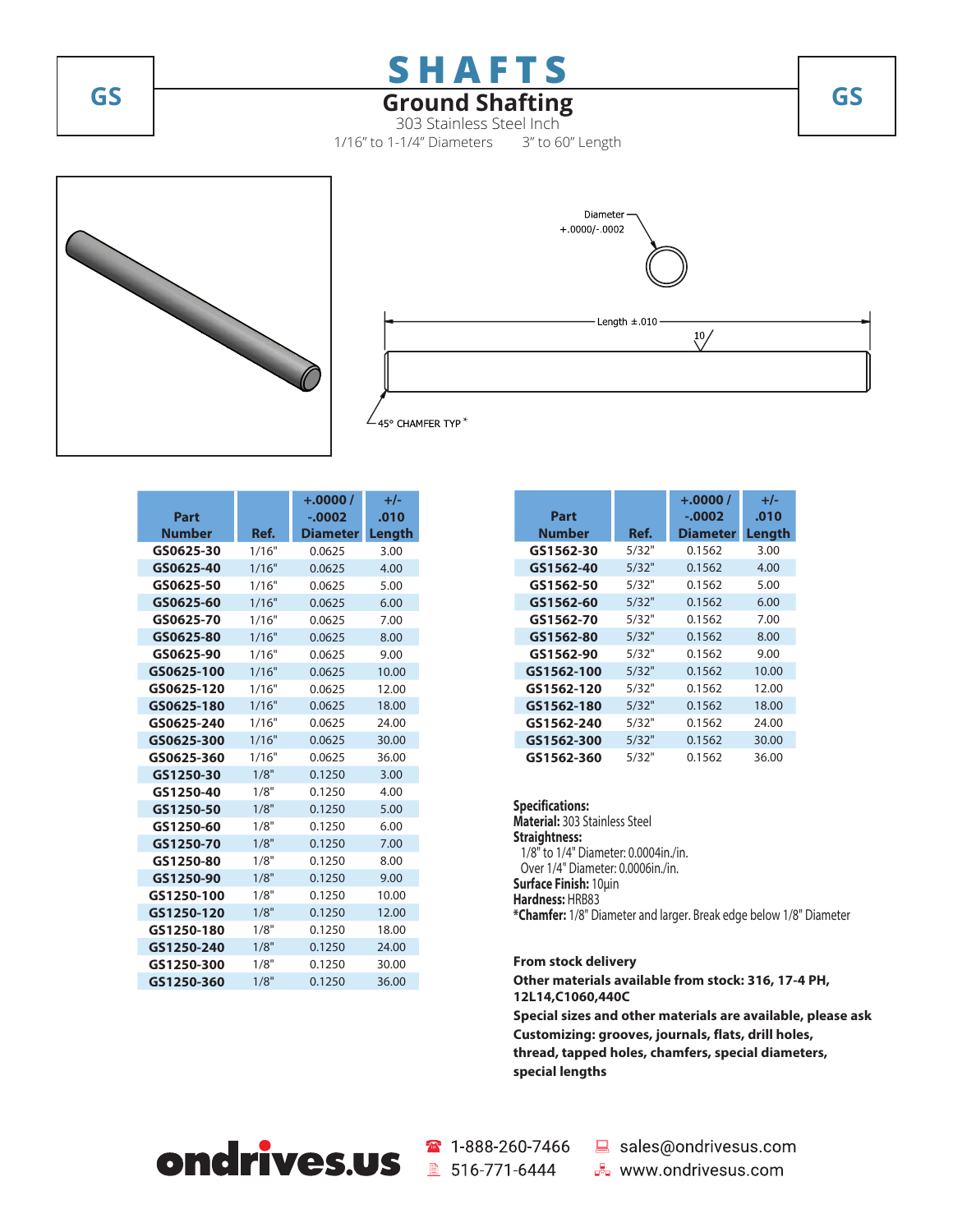# SHAFTS

## Ground Shafting

303 Stainless Steel Inch

1/16" to 1-1/4" Diameters    3" to 60" Length

GS

Diameter +.0000/-.0002

Length ±.010

45° CHAMFER TYP *

| Part Number | Ref. | +.0000 / -.0002 Diameter | +/- .010 Length |
|---|---|---|---|
| GS0625-30 | 1/16" | 0.0625 | 3.00 |
| GS0625-40 | 1/16" | 0.0625 | 4.00 |
| GS0625-50 | 1/16" | 0.0625 | 5.00 |
| GS0625-60 | 1/16" | 0.0625 | 6.00 |
| GS0625-70 | 1/16" | 0.0625 | 7.00 |
| GS0625-80 | 1/16" | 0.0625 | 8.00 |
| GS0625-90 | 1/16" | 0.0625 | 9.00 |
| GS0625-100 | 1/16" | 0.0625 | 10.00 |
| GS0625-120 | 1/16" | 0.0625 | 12.00 |
| GS0625-180 | 1/16" | 0.0625 | 18.00 |
| GS0625-240 | 1/16" | 0.0625 | 24.00 |
| GS0625-300 | 1/16" | 0.0625 | 30.00 |
| GS0625-360 | 1/16" | 0.0625 | 36.00 |
| GS1250-30 | 1/8" | 0.1250 | 3.00 |
| GS1250-40 | 1/8" | 0.1250 | 4.00 |
| GS1250-50 | 1/8" | 0.1250 | 5.00 |
| GS1250-60 | 1/8" | 0.1250 | 6.00 |
| GS1250-70 | 1/8" | 0.1250 | 7.00 |
| GS1250-80 | 1/8" | 0.1250 | 8.00 |
| GS1250-90 | 1/8" | 0.1250 | 9.00 |
| GS1250-100 | 1/8" | 0.1250 | 10.00 |
| GS1250-120 | 1/8" | 0.1250 | 12.00 |
| GS1250-180 | 1/8" | 0.1250 | 18.00 |
| GS1250-240 | 1/8" | 0.1250 | 24.00 |
| GS1250-300 | 1/8" | 0.1250 | 30.00 |
| GS1250-360 | 1/8" | 0.1250 | 36.00 |

| Part Number | Ref. | +.0000 / -.0002 Diameter | +/- .010 Length |
|---|---|---|---|
| GS1562-30 | 5/32" | 0.1562 | 3.00 |
| GS1562-40 | 5/32" | 0.1562 | 4.00 |
| GS1562-50 | 5/32" | 0.1562 | 5.00 |
| GS1562-60 | 5/32" | 0.1562 | 6.00 |
| GS1562-70 | 5/32" | 0.1562 | 7.00 |
| GS1562-80 | 5/32" | 0.1562 | 8.00 |
| GS1562-90 | 5/32" | 0.1562 | 9.00 |
| GS1562-100 | 5/32" | 0.1562 | 10.00 |
| GS1562-120 | 5/32" | 0.1562 | 12.00 |
| GS1562-180 | 5/32" | 0.1562 | 18.00 |
| GS1562-240 | 5/32" | 0.1562 | 24.00 |
| GS1562-300 | 5/32" | 0.1562 | 30.00 |
| GS1562-360 | 5/32" | 0.1562 | 36.00 |

**Specifications:**
**Material:** 303 Stainless Steel
**Straightness:**
1/8" to 1/4" Diameter: 0.0004in./in.
Over 1/4" Diameter: 0.0006in./in.
**Surface Finish:** 10µin
**Hardness:** HRB83
***Chamfer:** 1/8" Diameter and larger. Break edge below 1/8" Diameter

**From stock delivery**
**Other materials available from stock: 316, 17-4 PH, 12L14,C1060,440C**
**Special sizes and other materials are available, please ask**
**Customizing: grooves, journals, flats, drill holes, thread, tapped holes, chamfers, special diameters, special lengths**

ondrives.us    1-888-260-7466    516-771-6444    sales@ondrivesus.com    www.ondrivesus.com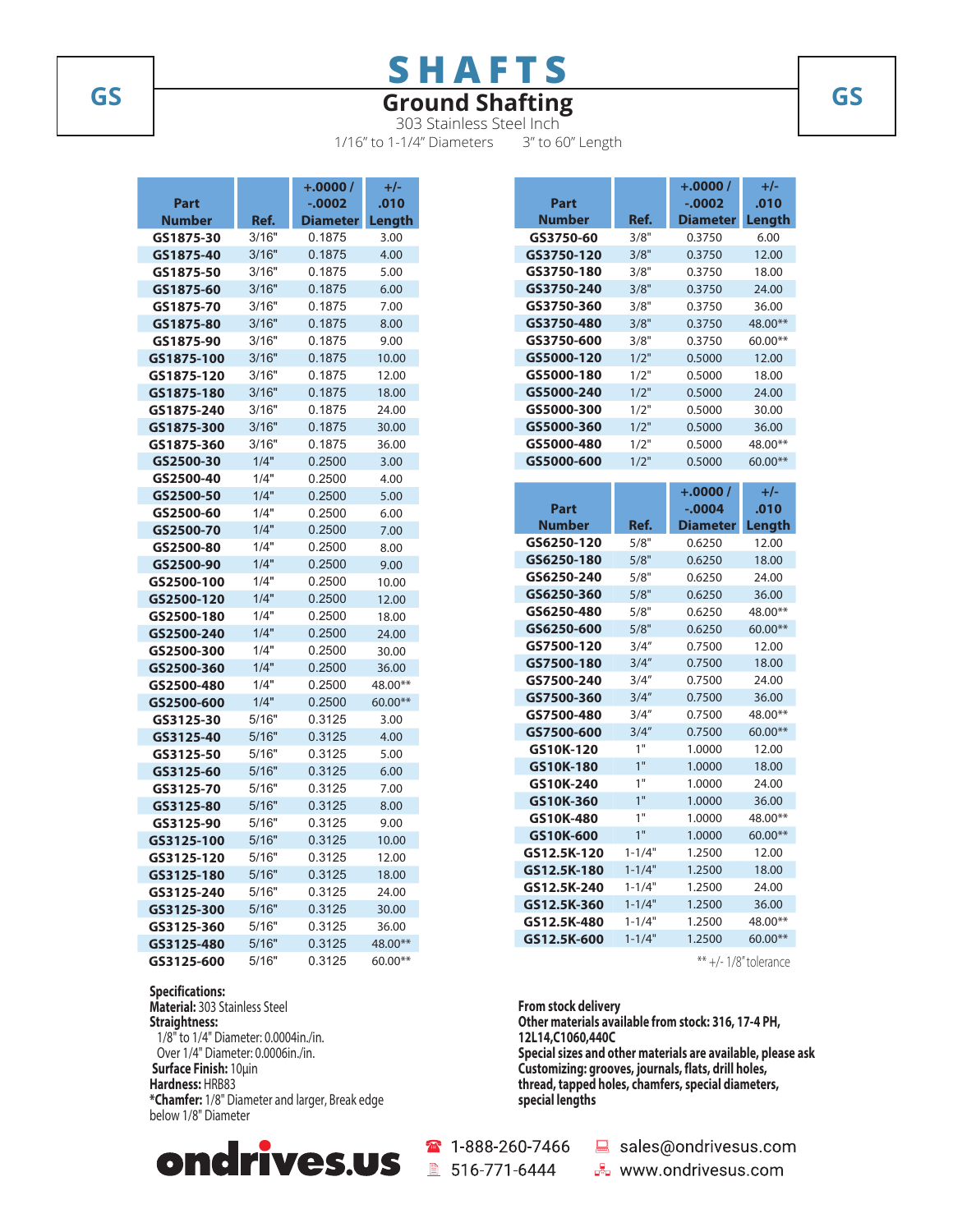# SHAFTS

## Ground Shafting

303 Stainless Steel Inch

1/16" to 1-1/4" Diameters     3" to 60" Length

| Part Number | Ref. | +.0000 / -.0002 Diameter | +/- .010 Length |
|---|---|---|---|
| GS1875-30 | 3/16" | 0.1875 | 3.00 |
| GS1875-40 | 3/16" | 0.1875 | 4.00 |
| GS1875-50 | 3/16" | 0.1875 | 5.00 |
| GS1875-60 | 3/16" | 0.1875 | 6.00 |
| GS1875-70 | 3/16" | 0.1875 | 7.00 |
| GS1875-80 | 3/16" | 0.1875 | 8.00 |
| GS1875-90 | 3/16" | 0.1875 | 9.00 |
| GS1875-100 | 3/16" | 0.1875 | 10.00 |
| GS1875-120 | 3/16" | 0.1875 | 12.00 |
| GS1875-180 | 3/16" | 0.1875 | 18.00 |
| GS1875-240 | 3/16" | 0.1875 | 24.00 |
| GS1875-300 | 3/16" | 0.1875 | 30.00 |
| GS1875-360 | 3/16" | 0.1875 | 36.00 |
| GS2500-30 | 1/4" | 0.2500 | 3.00 |
| GS2500-40 | 1/4" | 0.2500 | 4.00 |
| GS2500-50 | 1/4" | 0.2500 | 5.00 |
| GS2500-60 | 1/4" | 0.2500 | 6.00 |
| GS2500-70 | 1/4" | 0.2500 | 7.00 |
| GS2500-80 | 1/4" | 0.2500 | 8.00 |
| GS2500-90 | 1/4" | 0.2500 | 9.00 |
| GS2500-100 | 1/4" | 0.2500 | 10.00 |
| GS2500-120 | 1/4" | 0.2500 | 12.00 |
| GS2500-180 | 1/4" | 0.2500 | 18.00 |
| GS2500-240 | 1/4" | 0.2500 | 24.00 |
| GS2500-300 | 1/4" | 0.2500 | 30.00 |
| GS2500-360 | 1/4" | 0.2500 | 36.00 |
| GS2500-480 | 1/4" | 0.2500 | 48.00** |
| GS2500-600 | 1/4" | 0.2500 | 60.00** |
| GS3125-30 | 5/16" | 0.3125 | 3.00 |
| GS3125-40 | 5/16" | 0.3125 | 4.00 |
| GS3125-50 | 5/16" | 0.3125 | 5.00 |
| GS3125-60 | 5/16" | 0.3125 | 6.00 |
| GS3125-70 | 5/16" | 0.3125 | 7.00 |
| GS3125-80 | 5/16" | 0.3125 | 8.00 |
| GS3125-90 | 5/16" | 0.3125 | 9.00 |
| GS3125-100 | 5/16" | 0.3125 | 10.00 |
| GS3125-120 | 5/16" | 0.3125 | 12.00 |
| GS3125-180 | 5/16" | 0.3125 | 18.00 |
| GS3125-240 | 5/16" | 0.3125 | 24.00 |
| GS3125-300 | 5/16" | 0.3125 | 30.00 |
| GS3125-360 | 5/16" | 0.3125 | 36.00 |
| GS3125-480 | 5/16" | 0.3125 | 48.00** |
| GS3125-600 | 5/16" | 0.3125 | 60.00** |

| Part Number | Ref. | +.0000 / -.0002 Diameter | +/- .010 Length |
|---|---|---|---|
| GS3750-60 | 3/8" | 0.3750 | 6.00 |
| GS3750-120 | 3/8" | 0.3750 | 12.00 |
| GS3750-180 | 3/8" | 0.3750 | 18.00 |
| GS3750-240 | 3/8" | 0.3750 | 24.00 |
| GS3750-360 | 3/8" | 0.3750 | 36.00 |
| GS3750-480 | 3/8" | 0.3750 | 48.00** |
| GS3750-600 | 3/8" | 0.3750 | 60.00** |
| GS5000-120 | 1/2" | 0.5000 | 12.00 |
| GS5000-180 | 1/2" | 0.5000 | 18.00 |
| GS5000-240 | 1/2" | 0.5000 | 24.00 |
| GS5000-300 | 1/2" | 0.5000 | 30.00 |
| GS5000-360 | 1/2" | 0.5000 | 36.00 |
| GS5000-480 | 1/2" | 0.5000 | 48.00** |
| GS5000-600 | 1/2" | 0.5000 | 60.00** |

| Part Number | Ref. | +.0000 / -.0004 Diameter | +/- .010 Length |
|---|---|---|---|
| GS6250-120 | 5/8" | 0.6250 | 12.00 |
| GS6250-180 | 5/8" | 0.6250 | 18.00 |
| GS6250-240 | 5/8" | 0.6250 | 24.00 |
| GS6250-360 | 5/8" | 0.6250 | 36.00 |
| GS6250-480 | 5/8" | 0.6250 | 48.00** |
| GS6250-600 | 5/8" | 0.6250 | 60.00** |
| GS7500-120 | 3/4" | 0.7500 | 12.00 |
| GS7500-180 | 3/4" | 0.7500 | 18.00 |
| GS7500-240 | 3/4" | 0.7500 | 24.00 |
| GS7500-360 | 3/4" | 0.7500 | 36.00 |
| GS7500-480 | 3/4" | 0.7500 | 48.00** |
| GS7500-600 | 3/4" | 0.7500 | 60.00** |
| GS10K-120 | 1" | 1.0000 | 12.00 |
| GS10K-180 | 1" | 1.0000 | 18.00 |
| GS10K-240 | 1" | 1.0000 | 24.00 |
| GS10K-360 | 1" | 1.0000 | 36.00 |
| GS10K-480 | 1" | 1.0000 | 48.00** |
| GS10K-600 | 1" | 1.0000 | 60.00** |
| GS12.5K-120 | 1-1/4" | 1.2500 | 12.00 |
| GS12.5K-180 | 1-1/4" | 1.2500 | 18.00 |
| GS12.5K-240 | 1-1/4" | 1.2500 | 24.00 |
| GS12.5K-360 | 1-1/4" | 1.2500 | 36.00 |
| GS12.5K-480 | 1-1/4" | 1.2500 | 48.00** |
| GS12.5K-600 | 1-1/4" | 1.2500 | 60.00** |

** +/- 1/8" tolerance

**Specifications:**
**Material:** 303 Stainless Steel
**Straightness:**
1/8" to 1/4" Diameter: 0.0004in./in.
Over 1/4" Diameter: 0.0006in./in.
**Surface Finish:** 10µin
**Hardness:** HRB83
***Chamfer:** 1/8" Diameter and larger, Break edge below 1/8" Diameter

**From stock delivery**
**Other materials available from stock: 316, 17-4 PH, 12L14,C1060,440C**
**Special sizes and other materials are available, please ask**
**Customizing: grooves, journals, flats, drill holes, thread, tapped holes, chamfers, special diameters, special lengths**

ondrives.us   1-888-260-7466   516-771-6444   sales@ondrivesus.com   www.ondrivesus.com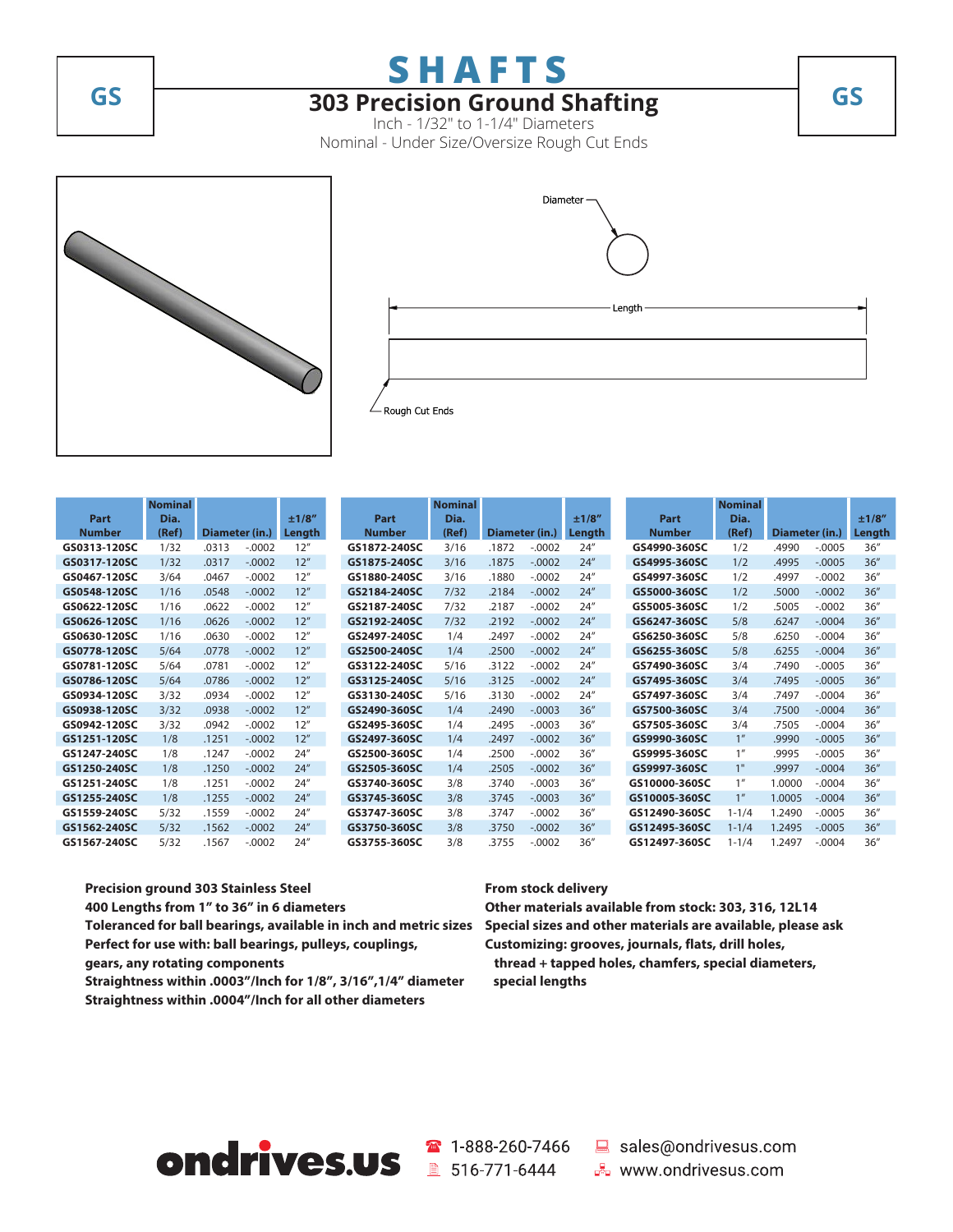GS

# SHAFTS

## 303 Precision Ground Shafting

Inch - 1/32" to 1-1/4" Diameters
Nominal - Under Size/Oversize Rough Cut Ends

Diameter

Length

Rough Cut Ends

| Part Number | Nominal Dia. (Ref) | Diameter (in.) | | ±1/8" Length |
|---|---|---|---|---|
| GS0313-120SC | 1/32 | .0313 | -.0002 | 12" |
| GS0317-120SC | 1/32 | .0317 | -.0002 | 12" |
| GS0467-120SC | 3/64 | .0467 | -.0002 | 12" |
| GS0548-120SC | 1/16 | .0548 | -.0002 | 12" |
| GS0622-120SC | 1/16 | .0622 | -.0002 | 12" |
| GS0626-120SC | 1/16 | .0626 | -.0002 | 12" |
| GS0630-120SC | 1/16 | .0630 | -.0002 | 12" |
| GS0778-120SC | 5/64 | .0778 | -.0002 | 12" |
| GS0781-120SC | 5/64 | .0781 | -.0002 | 12" |
| GS0786-120SC | 5/64 | .0786 | -.0002 | 12" |
| GS0934-120SC | 3/32 | .0934 | -.0002 | 12" |
| GS0938-120SC | 3/32 | .0938 | -.0002 | 12" |
| GS0942-120SC | 3/32 | .0942 | -.0002 | 12" |
| GS1251-120SC | 1/8 | .1251 | -.0002 | 12" |
| GS1247-240SC | 1/8 | .1247 | -.0002 | 24" |
| GS1250-240SC | 1/8 | .1250 | -.0002 | 24" |
| GS1251-240SC | 1/8 | .1251 | -.0002 | 24" |
| GS1255-240SC | 1/8 | .1255 | -.0002 | 24" |
| GS1559-240SC | 5/32 | .1559 | -.0002 | 24" |
| GS1562-240SC | 5/32 | .1562 | -.0002 | 24" |
| GS1567-240SC | 5/32 | .1567 | -.0002 | 24" |
| GS1872-240SC | 3/16 | .1872 | -.0002 | 24" |
| GS1875-240SC | 3/16 | .1875 | -.0002 | 24" |
| GS1880-240SC | 3/16 | .1880 | -.0002 | 24" |
| GS2184-240SC | 7/32 | .2184 | -.0002 | 24" |
| GS2187-240SC | 7/32 | .2187 | -.0002 | 24" |
| GS2192-240SC | 7/32 | .2192 | -.0002 | 24" |
| GS2497-240SC | 1/4 | .2497 | -.0002 | 24" |
| GS2500-240SC | 1/4 | .2500 | -.0002 | 24" |
| GS3122-240SC | 5/16 | .3122 | -.0002 | 24" |
| GS3125-240SC | 5/16 | .3125 | -.0002 | 24" |
| GS3130-240SC | 5/16 | .3130 | -.0002 | 24" |
| GS2490-360SC | 1/4 | .2490 | -.0003 | 36" |
| GS2495-360SC | 1/4 | .2495 | -.0003 | 36" |
| GS2497-360SC | 1/4 | .2497 | -.0002 | 36" |
| GS2500-360SC | 1/4 | .2500 | -.0002 | 36" |
| GS2505-360SC | 1/4 | .2505 | -.0002 | 36" |
| GS3740-360SC | 3/8 | .3740 | -.0003 | 36" |
| GS3745-360SC | 3/8 | .3745 | -.0003 | 36" |
| GS3747-360SC | 3/8 | .3747 | -.0002 | 36" |
| GS3750-360SC | 3/8 | .3750 | -.0002 | 36" |
| GS3755-360SC | 3/8 | .3755 | -.0002 | 36" |
| GS4990-360SC | 1/2 | .4990 | -.0005 | 36" |
| GS4995-360SC | 1/2 | .4995 | -.0005 | 36" |
| GS4997-360SC | 1/2 | .4997 | -.0002 | 36" |
| GS5000-360SC | 1/2 | .5000 | -.0002 | 36" |
| GS5005-360SC | 1/2 | .5005 | -.0002 | 36" |
| GS6247-360SC | 5/8 | .6247 | -.0004 | 36" |
| GS6250-360SC | 5/8 | .6250 | -.0004 | 36" |
| GS6255-360SC | 5/8 | .6255 | -.0004 | 36" |
| GS7490-360SC | 3/4 | .7490 | -.0005 | 36" |
| GS7495-360SC | 3/4 | .7495 | -.0005 | 36" |
| GS7497-360SC | 3/4 | .7497 | -.0004 | 36" |
| GS7500-360SC | 3/4 | .7500 | -.0004 | 36" |
| GS7505-360SC | 3/4 | .7505 | -.0004 | 36" |
| GS9990-360SC | 1" | .9990 | -.0005 | 36" |
| GS9995-360SC | 1" | .9995 | -.0005 | 36" |
| GS9997-360SC | 1" | .9997 | -.0004 | 36" |
| GS10000-360SC | 1" | 1.0000 | -.0004 | 36" |
| GS10005-360SC | 1" | 1.0005 | -.0004 | 36" |
| GS12490-360SC | 1-1/4 | 1.2490 | -.0005 | 36" |
| GS12495-360SC | 1-1/4 | 1.2495 | -.0005 | 36" |
| GS12497-360SC | 1-1/4 | 1.2497 | -.0004 | 36" |

**Precision ground 303 Stainless Steel**
**400 Lengths from 1" to 36" in 6 diameters**
**Toleranced for ball bearings, available in inch and metric sizes**
**Perfect for use with: ball bearings, pulleys, couplings, gears, any rotating components**
**Straightness within .0003"/Inch for 1/8", 3/16",1/4" diameter**
**Straightness within .0004"/Inch for all other diameters**

**From stock delivery**
**Other materials available from stock: 303, 316, 12L14**
**Special sizes and other materials are available, please ask**
**Customizing: grooves, journals, flats, drill holes, thread + tapped holes, chamfers, special diameters, special lengths**

ondrives.us — 1-888-260-7466 — 516-771-6444 — sales@ondrivesus.com — www.ondrivesus.com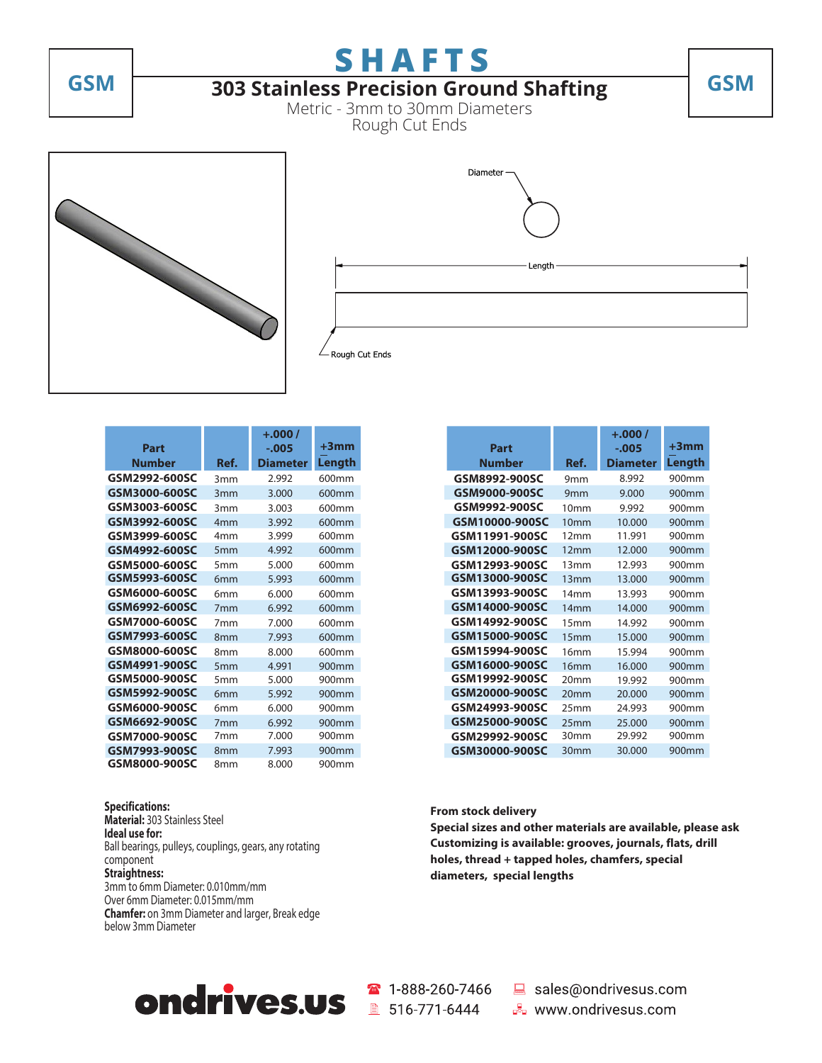GSM

# SHAFTS

## 303 Stainless Precision Ground Shafting

Metric - 3mm to 30mm Diameters
Rough Cut Ends

GSM

Diameter

Length

Rough Cut Ends

| Part Number | Ref. | +.000 / -.005 Diameter | +3mm Length |
|---|---|---|---|
| GSM2992-600SC | 3mm | 2.992 | 600mm |
| GSM3000-600SC | 3mm | 3.000 | 600mm |
| GSM3003-600SC | 3mm | 3.003 | 600mm |
| GSM3992-600SC | 4mm | 3.992 | 600mm |
| GSM3999-600SC | 4mm | 3.999 | 600mm |
| GSM4992-600SC | 5mm | 4.992 | 600mm |
| GSM5000-600SC | 5mm | 5.000 | 600mm |
| GSM5993-600SC | 6mm | 5.993 | 600mm |
| GSM6000-600SC | 6mm | 6.000 | 600mm |
| GSM6992-600SC | 7mm | 6.992 | 600mm |
| GSM7000-600SC | 7mm | 7.000 | 600mm |
| GSM7993-600SC | 8mm | 7.993 | 600mm |
| GSM8000-600SC | 8mm | 8.000 | 600mm |
| GSM4991-900SC | 5mm | 4.991 | 900mm |
| GSM5000-900SC | 5mm | 5.000 | 900mm |
| GSM5992-900SC | 6mm | 5.992 | 900mm |
| GSM6000-900SC | 6mm | 6.000 | 900mm |
| GSM6692-900SC | 7mm | 6.992 | 900mm |
| GSM7000-900SC | 7mm | 7.000 | 900mm |
| GSM7993-900SC | 8mm | 7.993 | 900mm |
| GSM8000-900SC | 8mm | 8.000 | 900mm |

| Part Number | Ref. | +.000 / -.005 Diameter | +3mm Length |
|---|---|---|---|
| GSM8992-900SC | 9mm | 8.992 | 900mm |
| GSM9000-900SC | 9mm | 9.000 | 900mm |
| GSM9992-900SC | 10mm | 9.992 | 900mm |
| GSM10000-900SC | 10mm | 10.000 | 900mm |
| GSM11991-900SC | 12mm | 11.991 | 900mm |
| GSM12000-900SC | 12mm | 12.000 | 900mm |
| GSM12993-900SC | 13mm | 12.993 | 900mm |
| GSM13000-900SC | 13mm | 13.000 | 900mm |
| GSM13993-900SC | 14mm | 13.993 | 900mm |
| GSM14000-900SC | 14mm | 14.000 | 900mm |
| GSM14992-900SC | 15mm | 14.992 | 900mm |
| GSM15000-900SC | 15mm | 15.000 | 900mm |
| GSM15994-900SC | 16mm | 15.994 | 900mm |
| GSM16000-900SC | 16mm | 16.000 | 900mm |
| GSM19992-900SC | 20mm | 19.992 | 900mm |
| GSM20000-900SC | 20mm | 20.000 | 900mm |
| GSM24993-900SC | 25mm | 24.993 | 900mm |
| GSM25000-900SC | 25mm | 25.000 | 900mm |
| GSM29992-900SC | 30mm | 29.992 | 900mm |
| GSM30000-900SC | 30mm | 30.000 | 900mm |

**Specifications:**
**Material:** 303 Stainless Steel
**Ideal use for:**
Ball bearings, pulleys, couplings, gears, any rotating component
**Straightness:**
3mm to 6mm Diameter: 0.010mm/mm
Over 6mm Diameter: 0.015mm/mm
**Chamfer:** on 3mm Diameter and larger, Break edge below 3mm Diameter

**From stock delivery**
**Special sizes and other materials are available, please ask**
**Customizing is available: grooves, journals, flats, drill holes, thread + tapped holes, chamfers, special diameters, special lengths**

ondrives.us

1-888-260-7466
516-771-6444
sales@ondrivesus.com
www.ondrivesus.com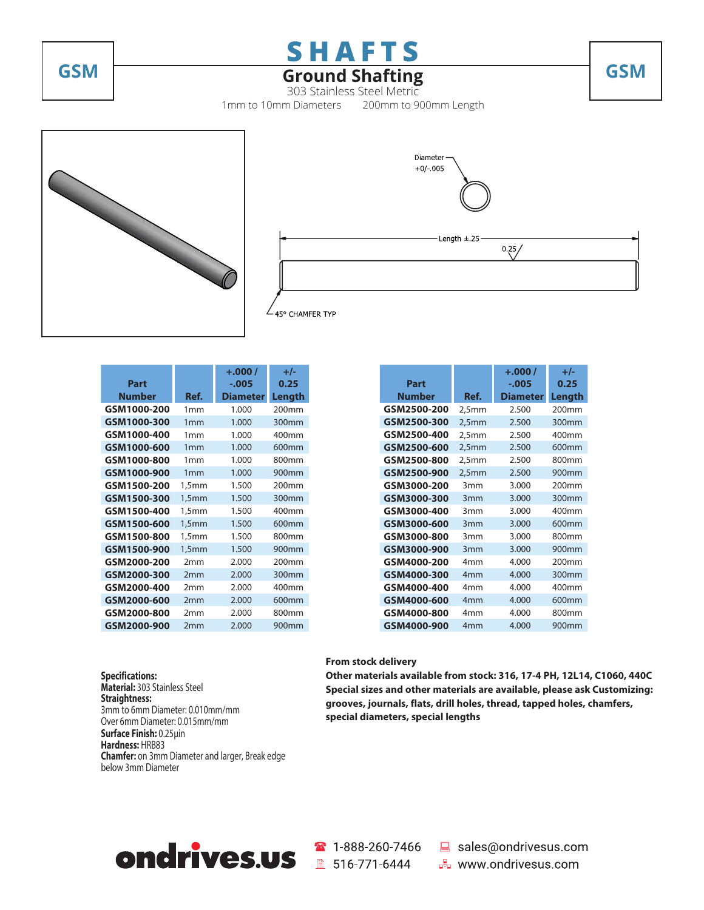GSM

# SHAFTS

## Ground Shafting

303 Stainless Steel Metric

1mm to 10mm Diameters    200mm to 900mm Length

Diameter +0/-.005

Length ±.25

0.25

45° CHAMFER TYP

| Part Number | Ref. | +.000 / -.005 Diameter | +/- 0.25 Length |
|---|---|---|---|
| **GSM1000-200** | 1mm | 1.000 | 200mm |
| **GSM1000-300** | 1mm | 1.000 | 300mm |
| **GSM1000-400** | 1mm | 1.000 | 400mm |
| **GSM1000-600** | 1mm | 1.000 | 600mm |
| **GSM1000-800** | 1mm | 1.000 | 800mm |
| **GSM1000-900** | 1mm | 1.000 | 900mm |
| **GSM1500-200** | 1,5mm | 1.500 | 200mm |
| **GSM1500-300** | 1,5mm | 1.500 | 300mm |
| **GSM1500-400** | 1,5mm | 1.500 | 400mm |
| **GSM1500-600** | 1,5mm | 1.500 | 600mm |
| **GSM1500-800** | 1,5mm | 1.500 | 800mm |
| **GSM1500-900** | 1,5mm | 1.500 | 900mm |
| **GSM2000-200** | 2mm | 2.000 | 200mm |
| **GSM2000-300** | 2mm | 2.000 | 300mm |
| **GSM2000-400** | 2mm | 2.000 | 400mm |
| **GSM2000-600** | 2mm | 2.000 | 600mm |
| **GSM2000-800** | 2mm | 2.000 | 800mm |
| **GSM2000-900** | 2mm | 2.000 | 900mm |

| Part Number | Ref. | +.000 / -.005 Diameter | +/- 0.25 Length |
|---|---|---|---|
| **GSM2500-200** | 2,5mm | 2.500 | 200mm |
| **GSM2500-300** | 2,5mm | 2.500 | 300mm |
| **GSM2500-400** | 2,5mm | 2.500 | 400mm |
| **GSM2500-600** | 2,5mm | 2.500 | 600mm |
| **GSM2500-800** | 2,5mm | 2.500 | 800mm |
| **GSM2500-900** | 2,5mm | 2.500 | 900mm |
| **GSM3000-200** | 3mm | 3.000 | 200mm |
| **GSM3000-300** | 3mm | 3.000 | 300mm |
| **GSM3000-400** | 3mm | 3.000 | 400mm |
| **GSM3000-600** | 3mm | 3.000 | 600mm |
| **GSM3000-800** | 3mm | 3.000 | 800mm |
| **GSM3000-900** | 3mm | 3.000 | 900mm |
| **GSM4000-200** | 4mm | 4.000 | 200mm |
| **GSM4000-300** | 4mm | 4.000 | 300mm |
| **GSM4000-400** | 4mm | 4.000 | 400mm |
| **GSM4000-600** | 4mm | 4.000 | 600mm |
| **GSM4000-800** | 4mm | 4.000 | 800mm |
| **GSM4000-900** | 4mm | 4.000 | 900mm |

**Specifications:**
**Material:** 303 Stainless Steel
**Straightness:**
3mm to 6mm Diameter: 0.010mm/mm
Over 6mm Diameter: 0.015mm/mm
**Surface Finish:** 0.25µin
**Hardness:** HRB83
**Chamfer:** on 3mm Diameter and larger, Break edge below 3mm Diameter

**From stock delivery**
**Other materials available from stock: 316, 17-4 PH, 12L14, C1060, 440C**
**Special sizes and other materials are available, please ask Customizing: grooves, journals, flats, drill holes, thread, tapped holes, chamfers, special diameters, special lengths**

ondrives.us    1-888-260-7466    516-771-6444    sales@ondrivesus.com    www.ondrivesus.com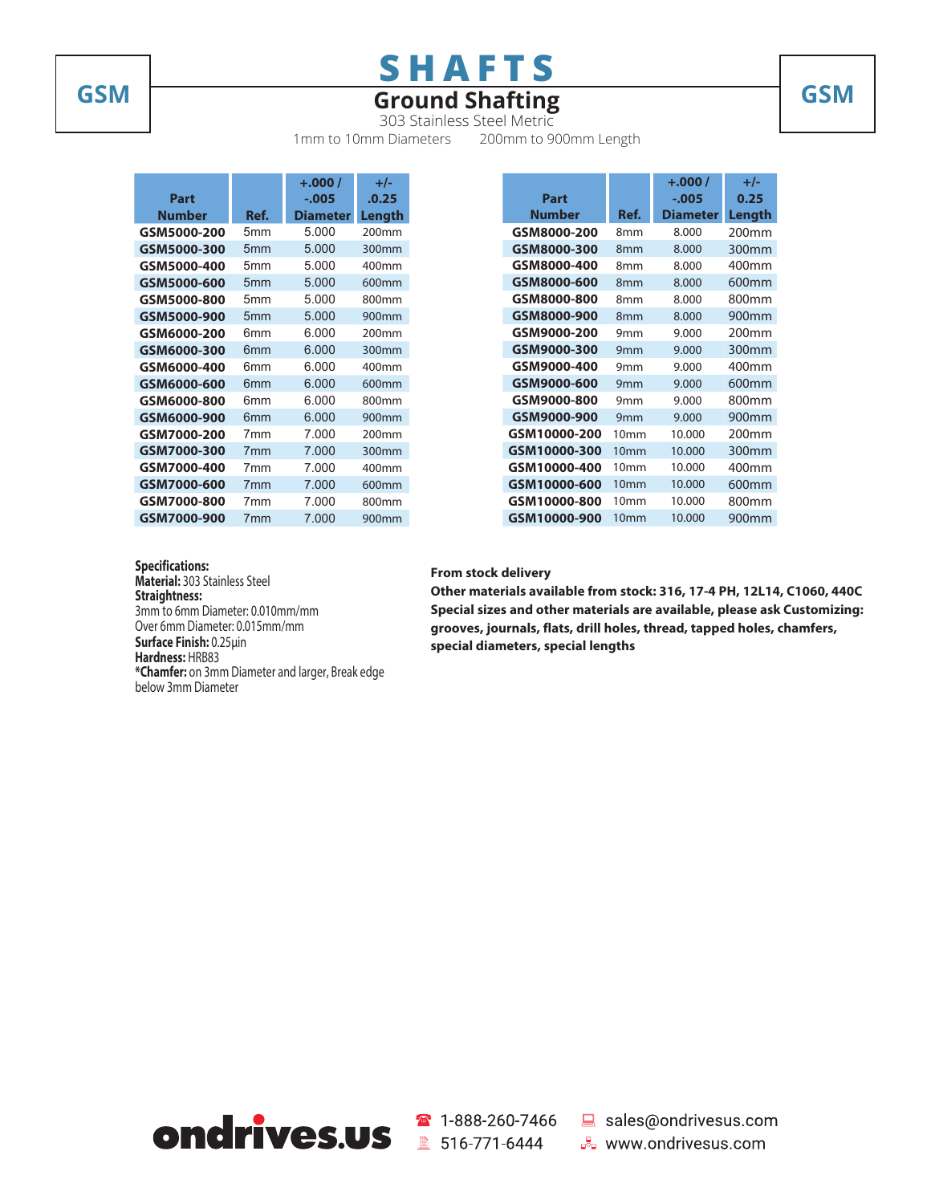GSM

# SHAFTS

## Ground Shafting

303 Stainless Steel Metric

1mm to 10mm Diameters 200mm to 900mm Length

GSM

| Part Number | Ref. | +.000 / -.005 Diameter | +/- .0.25 Length |
|---|---|---|---|
| GSM5000-200 | 5mm | 5.000 | 200mm |
| GSM5000-300 | 5mm | 5.000 | 300mm |
| GSM5000-400 | 5mm | 5.000 | 400mm |
| GSM5000-600 | 5mm | 5.000 | 600mm |
| GSM5000-800 | 5mm | 5.000 | 800mm |
| GSM5000-900 | 5mm | 5.000 | 900mm |
| GSM6000-200 | 6mm | 6.000 | 200mm |
| GSM6000-300 | 6mm | 6.000 | 300mm |
| GSM6000-400 | 6mm | 6.000 | 400mm |
| GSM6000-600 | 6mm | 6.000 | 600mm |
| GSM6000-800 | 6mm | 6.000 | 800mm |
| GSM6000-900 | 6mm | 6.000 | 900mm |
| GSM7000-200 | 7mm | 7.000 | 200mm |
| GSM7000-300 | 7mm | 7.000 | 300mm |
| GSM7000-400 | 7mm | 7.000 | 400mm |
| GSM7000-600 | 7mm | 7.000 | 600mm |
| GSM7000-800 | 7mm | 7.000 | 800mm |
| GSM7000-900 | 7mm | 7.000 | 900mm |

| Part Number | Ref. | +.000 / -.005 Diameter | +/- 0.25 Length |
|---|---|---|---|
| GSM8000-200 | 8mm | 8.000 | 200mm |
| GSM8000-300 | 8mm | 8.000 | 300mm |
| GSM8000-400 | 8mm | 8.000 | 400mm |
| GSM8000-600 | 8mm | 8.000 | 600mm |
| GSM8000-800 | 8mm | 8.000 | 800mm |
| GSM8000-900 | 8mm | 8.000 | 900mm |
| GSM9000-200 | 9mm | 9.000 | 200mm |
| GSM9000-300 | 9mm | 9.000 | 300mm |
| GSM9000-400 | 9mm | 9.000 | 400mm |
| GSM9000-600 | 9mm | 9.000 | 600mm |
| GSM9000-800 | 9mm | 9.000 | 800mm |
| GSM9000-900 | 9mm | 9.000 | 900mm |
| GSM10000-200 | 10mm | 10.000 | 200mm |
| GSM10000-300 | 10mm | 10.000 | 300mm |
| GSM10000-400 | 10mm | 10.000 | 400mm |
| GSM10000-600 | 10mm | 10.000 | 600mm |
| GSM10000-800 | 10mm | 10.000 | 800mm |
| GSM10000-900 | 10mm | 10.000 | 900mm |

**Specifications:**
**Material:** 303 Stainless Steel
**Straightness:**
3mm to 6mm Diameter: 0.010mm/mm
Over 6mm Diameter: 0.015mm/mm
**Surface Finish:** 0.25µin
**Hardness:** HRB83
***Chamfer:** on 3mm Diameter and larger, Break edge below 3mm Diameter

**From stock delivery**
**Other materials available from stock: 316, 17-4 PH, 12L14, C1060, 440C**
**Special sizes and other materials are available, please ask Customizing: grooves, journals, flats, drill holes, thread, tapped holes, chamfers, special diameters, special lengths**

ondrives.us

1-888-260-7466
516-771-6444
sales@ondrivesus.com
www.ondrivesus.com